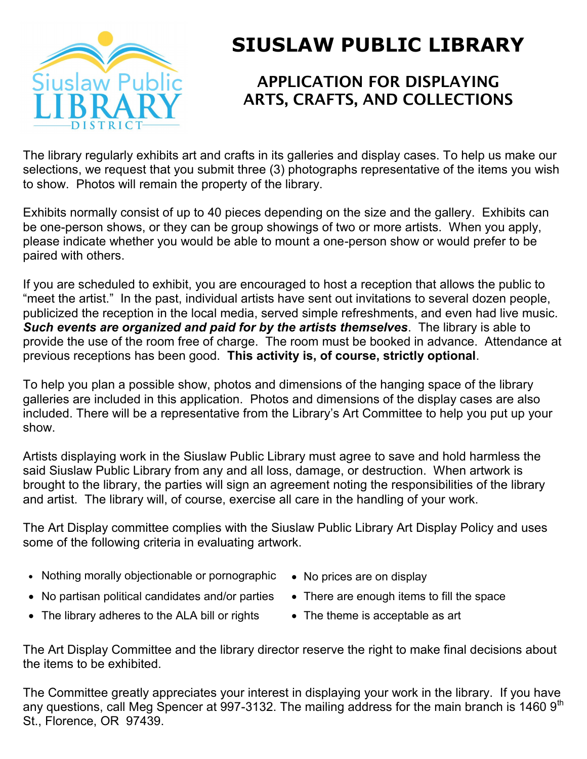# SIUSLAW PUBLIC LIBRARY

## APPLICATION FOR DISPLAYING ARTS, CRAFTS, AND COLLECTIONS

The library regularly exhibits art and crafts in its galleries and display cases. To help us make our selections, we request that you submit three (3) photographs representative of the items you wish to show. Photos will remain the property of the library.

Exhibits normally consist of up to 40 pieces depending on the size and the gallery. Exhibits can be one-person shows, or they can be group showings of two or more artists. When you apply, please indicate whether you would be able to mount a one-person show or would prefer to be paired with others.

If you are scheduled to exhibit, you are encouraged to host a reception that allows the public to "meet the artist." In the past, individual artists have sent out invitations to several dozen people, publicized the reception in the local media, served simple refreshments, and even had live music. ***Such events are organized and paid for by the artists themselves***. The library is able to provide the use of the room free of charge. The room must be booked in advance. Attendance at previous receptions has been good. **This activity is, of course, strictly optional**.

To help you plan a possible show, photos and dimensions of the hanging space of the library galleries are included in this application. Photos and dimensions of the display cases are also included. There will be a representative from the Library's Art Committee to help you put up your show.

Artists displaying work in the Siuslaw Public Library must agree to save and hold harmless the said Siuslaw Public Library from any and all loss, damage, or destruction. When artwork is brought to the library, the parties will sign an agreement noting the responsibilities of the library and artist. The library will, of course, exercise all care in the handling of your work.

The Art Display committee complies with the Siuslaw Public Library Art Display Policy and uses some of the following criteria in evaluating artwork.

- Nothing morally objectionable or pornographic
- No partisan political candidates and/or parties
- The library adheres to the ALA bill or rights
- No prices are on display
- There are enough items to fill the space
- The theme is acceptable as art

The Art Display Committee and the library director reserve the right to make final decisions about the items to be exhibited.

The Committee greatly appreciates your interest in displaying your work in the library. If you have any questions, call Meg Spencer at 997-3132. The mailing address for the main branch is 1460 9th St., Florence, OR 97439.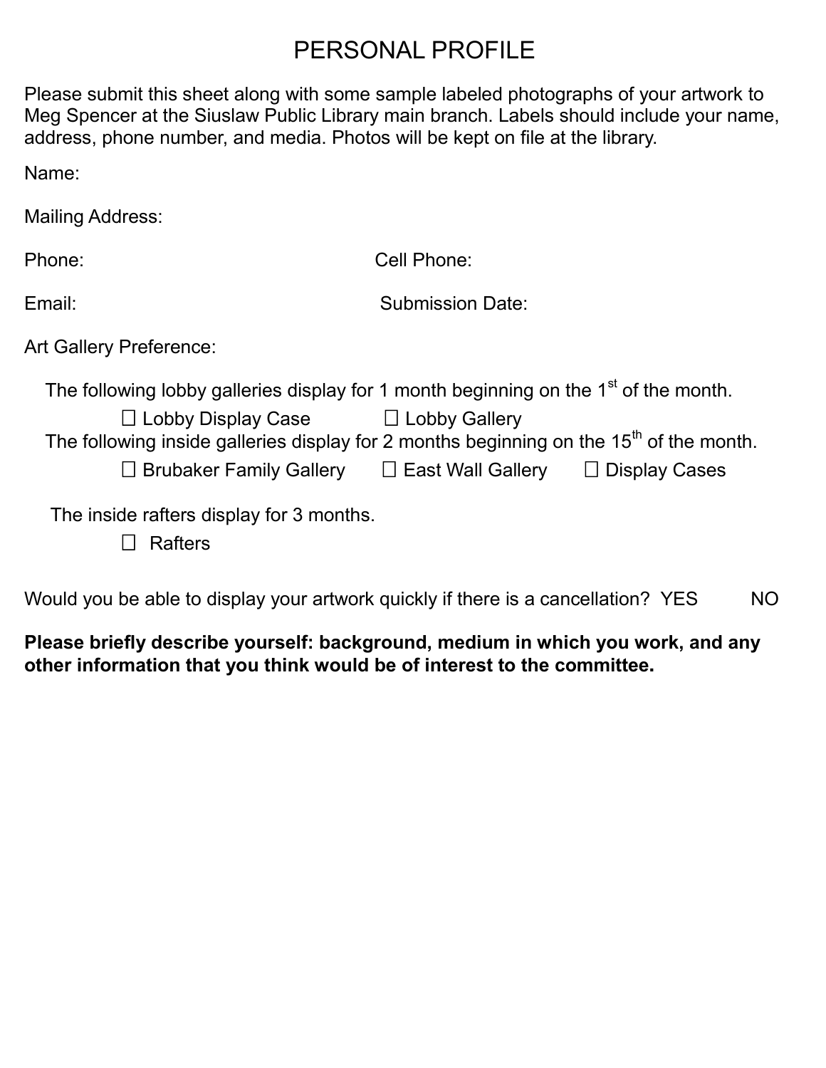# PERSONAL PROFILE

Please submit this sheet along with some sample labeled photographs of your artwork to Meg Spencer at the Siuslaw Public Library main branch. Labels should include your name, address, phone number, and media. Photos will be kept on file at the library.

Name:

Mailing Address:

Phone: Cell Phone:

Email: Submission Date:

Art Gallery Preference:

The following lobby galleries display for 1 month beginning on the 1st of the month.

☐ Lobby Display Case ☐ Lobby Gallery

The following inside galleries display for 2 months beginning on the 15th of the month.

☐ Brubaker Family Gallery ☐ East Wall Gallery ☐ Display Cases

The inside rafters display for 3 months.

☐ Rafters

Would you be able to display your artwork quickly if there is a cancellation? YES NO

**Please briefly describe yourself: background, medium in which you work, and any other information that you think would be of interest to the committee.**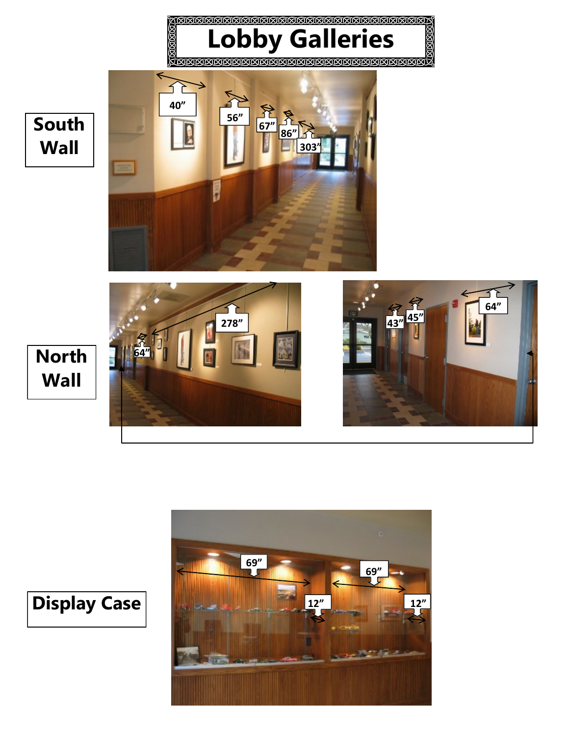# Lobby Galleries

**South Wall**

40”

56”

67”

86”

303”

**North Wall**

278”

64”

43”

45”

64”

**Display Case**

69”

69”

12”

12”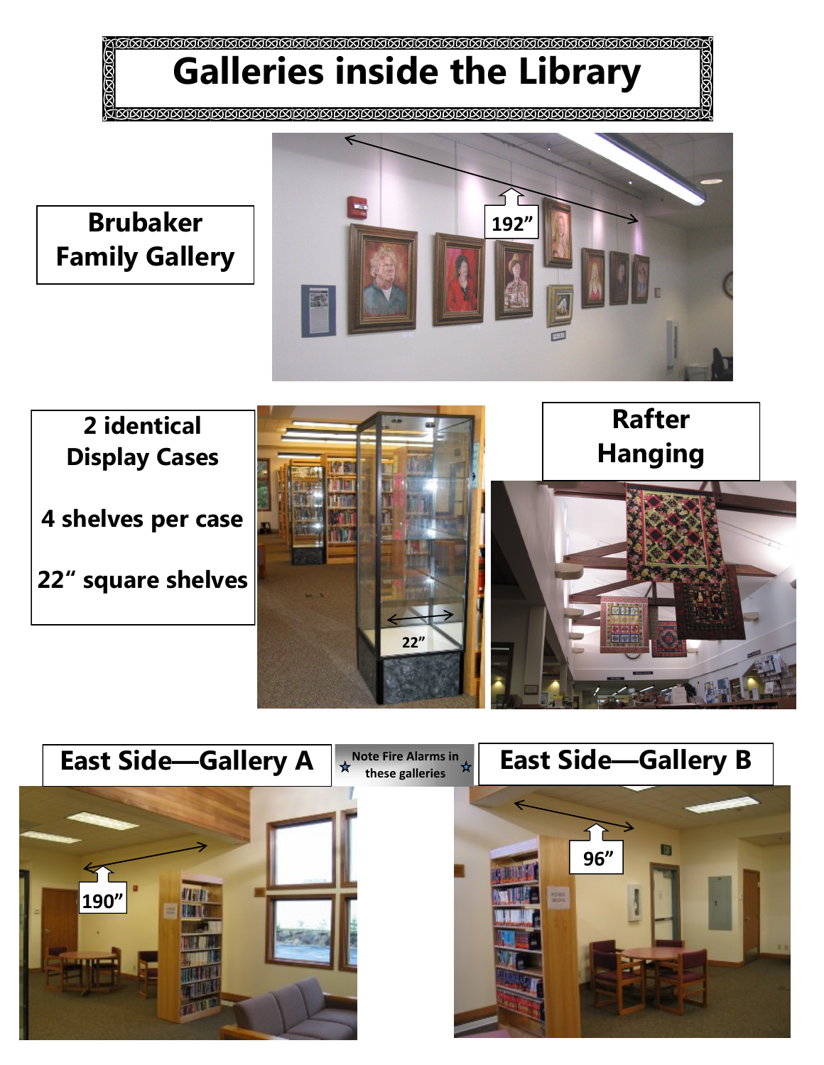# Galleries inside the Library

## Brubaker Family Gallery

192"

## 2 identical Display Cases

4 shelves per case

22" square shelves

22"

## Rafter Hanging

## East Side—Gallery A

190"

Note Fire Alarms in these galleries

## East Side—Gallery B

96"